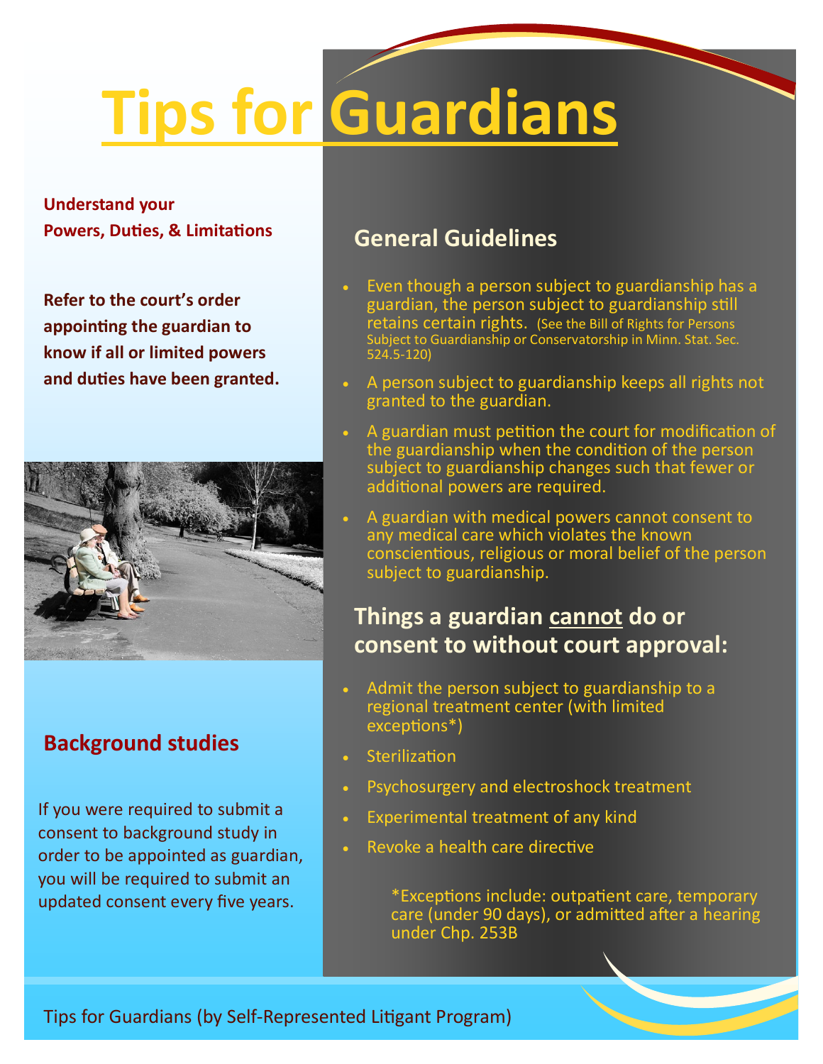# Tips for Guardians

**Understand your Powers, Duties, & Limitations**

**Refer to the court's order appointing the guardian to know if all or limited powers and duties have been granted.**

## Background studies

If you were required to submit a consent to background study in order to be appointed as guardian, you will be required to submit an updated consent every five years.

## General Guidelines

- Even though a person subject to guardianship has a guardian, the person subject to guardianship still retains certain rights. (See the Bill of Rights for Persons Subject to Guardianship or Conservatorship in Minn. Stat. Sec. 524.5-120)
- A person subject to guardianship keeps all rights not granted to the guardian.
- A guardian must petition the court for modification of the guardianship when the condition of the person subject to guardianship changes such that fewer or additional powers are required.
- A guardian with medical powers cannot consent to any medical care which violates the known conscientious, religious or moral belief of the person subject to guardianship.

## Things a guardian cannot do or consent to without court approval:

- Admit the person subject to guardianship to a regional treatment center (with limited exceptions*)
- Sterilization
- Psychosurgery and electroshock treatment
- Experimental treatment of any kind
- Revoke a health care directive

*Exceptions include: outpatient care, temporary care (under 90 days), or admitted after a hearing under Chp. 253B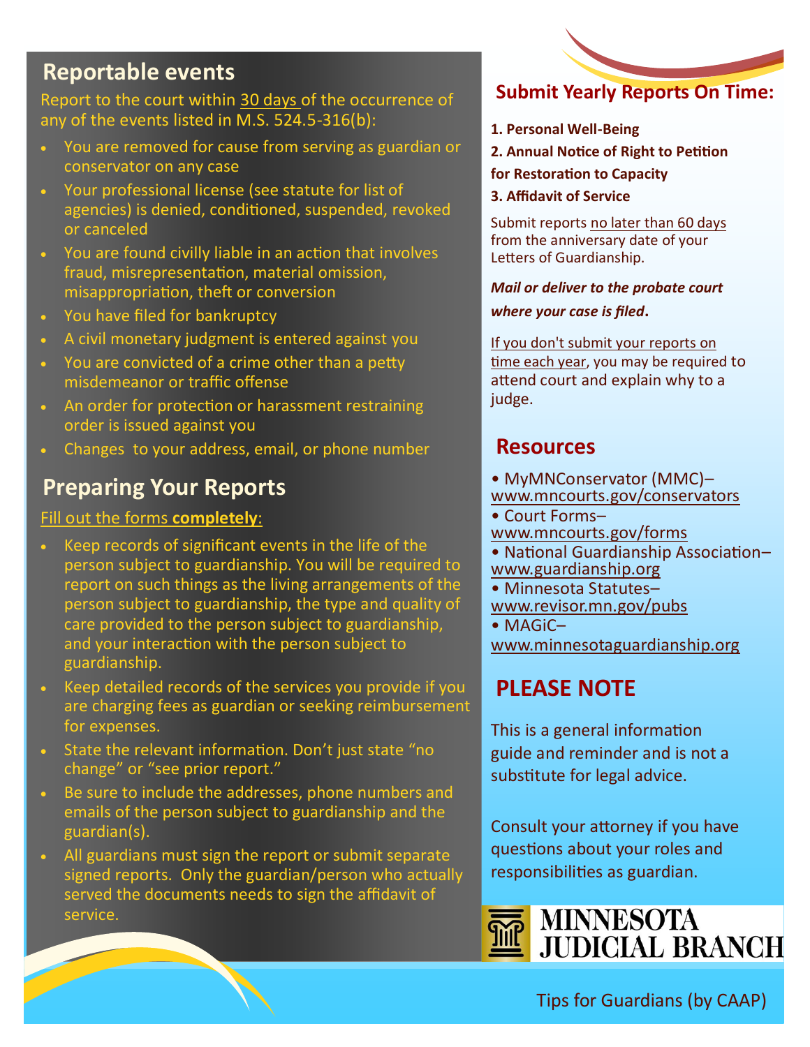## Reportable events

Report to the court within 30 days of the occurrence of any of the events listed in M.S. 524.5-316(b):

- You are removed for cause from serving as guardian or conservator on any case
- Your professional license (see statute for list of agencies) is denied, conditioned, suspended, revoked or canceled
- You are found civilly liable in an action that involves fraud, misrepresentation, material omission, misappropriation, theft or conversion
- You have filed for bankruptcy
- A civil monetary judgment is entered against you
- You are convicted of a crime other than a petty misdemeanor or traffic offense
- An order for protection or harassment restraining order is issued against you
- Changes to your address, email, or phone number

## Preparing Your Reports

Fill out the forms **completely**:

- Keep records of significant events in the life of the person subject to guardianship. You will be required to report on such things as the living arrangements of the person subject to guardianship, the type and quality of care provided to the person subject to guardianship, and your interaction with the person subject to guardianship.
- Keep detailed records of the services you provide if you are charging fees as guardian or seeking reimbursement for expenses.
- State the relevant information. Don't just state "no change" or "see prior report."
- Be sure to include the addresses, phone numbers and emails of the person subject to guardianship and the guardian(s).
- All guardians must sign the report or submit separate signed reports. Only the guardian/person who actually served the documents needs to sign the affidavit of service.

## Submit Yearly Reports On Time:

**1. Personal Well-Being**

**2. Annual Notice of Right to Petition for Restoration to Capacity**

**3. Affidavit of Service**

Submit reports no later than 60 days from the anniversary date of your Letters of Guardianship.

***Mail or deliver to the probate court where your case is filed*.**

If you don't submit your reports on time each year, you may be required to attend court and explain why to a judge.

## Resources

- MyMNConservator (MMC)– www.mncourts.gov/conservators
- Court Forms– www.mncourts.gov/forms
- National Guardianship Association– www.guardianship.org
- Minnesota Statutes– www.revisor.mn.gov/pubs
- MAGiC– www.minnesotaguardianship.org

## PLEASE NOTE

This is a general information guide and reminder and is not a substitute for legal advice.

Consult your attorney if you have questions about your roles and responsibilities as guardian.

MINNESOTA JUDICIAL BRANCH

Tips for Guardians (by CAAP)